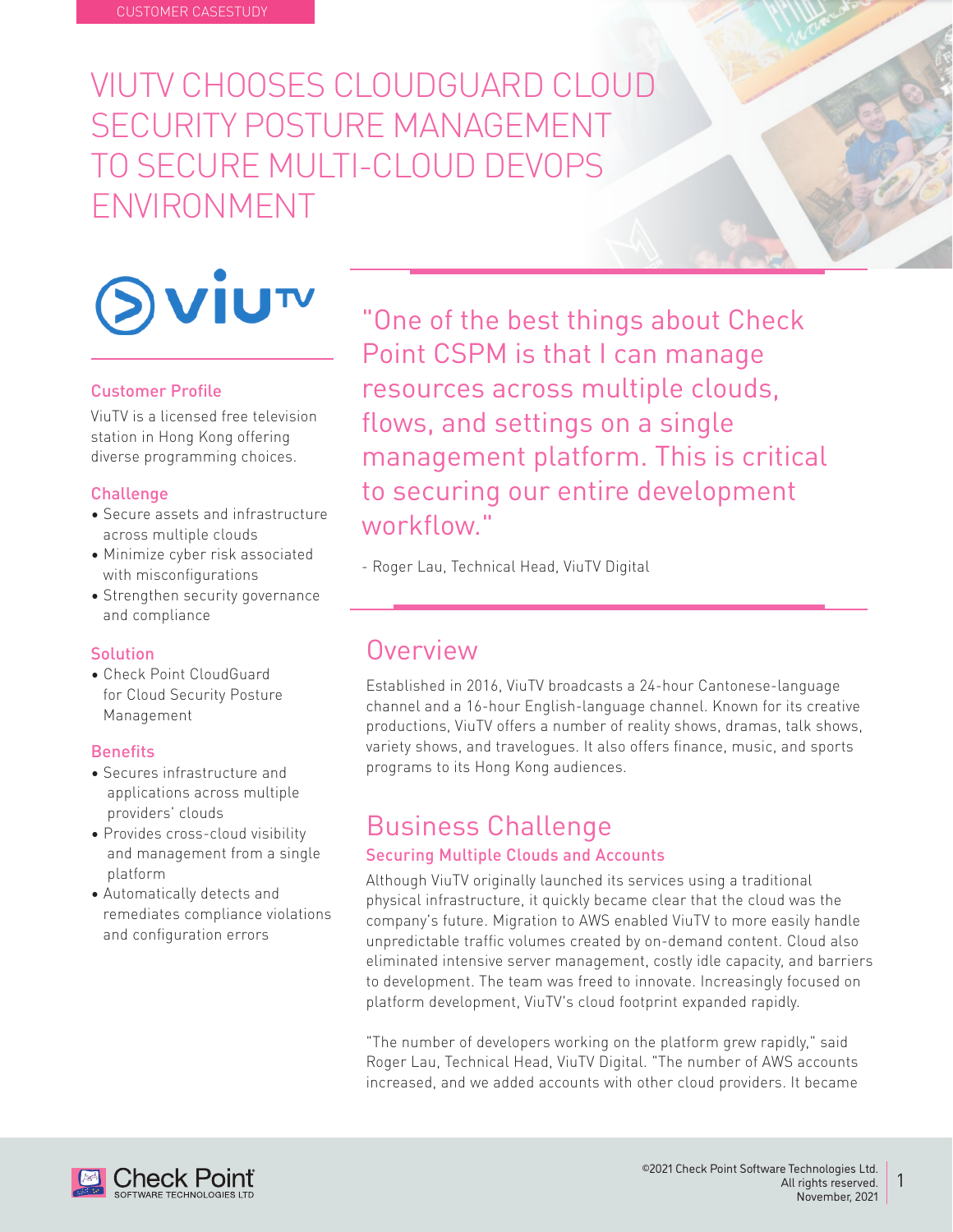CUSTOMER CASESTUDY

# VIUTV CHOOSES CLOUDGUARD CLOUD SECURITY POSTURE MANAGEMENT TO SECURE MULTI-CLOUD DEVOPS ENVIRONMENT

"One of the best things about Check Point CSPM is that I can manage resources across multiple clouds, flows, and settings on a single management platform. This is critical to securing our entire development workflow."

- Roger Lau, Technical Head, ViuTV Digital

### Customer Profile

ViuTV is a licensed free television station in Hong Kong offering diverse programming choices.

### Challenge

- Secure assets and infrastructure across multiple clouds
- Minimize cyber risk associated with misconfigurations
- Strengthen security governance and compliance

### Solution

- Check Point CloudGuard for Cloud Security Posture Management

### Benefits

- Secures infrastructure and applications across multiple providers' clouds
- Provides cross-cloud visibility and management from a single platform
- Automatically detects and remediates compliance violations and configuration errors

## Overview

Established in 2016, ViuTV broadcasts a 24-hour Cantonese-language channel and a 16-hour English-language channel. Known for its creative productions, ViuTV offers a number of reality shows, dramas, talk shows, variety shows, and travelogues. It also offers finance, music, and sports programs to its Hong Kong audiences.

## Business Challenge

### Securing Multiple Clouds and Accounts

Although ViuTV originally launched its services using a traditional physical infrastructure, it quickly became clear that the cloud was the company's future. Migration to AWS enabled ViuTV to more easily handle unpredictable traffic volumes created by on-demand content. Cloud also eliminated intensive server management, costly idle capacity, and barriers to development. The team was freed to innovate. Increasingly focused on platform development, ViuTV's cloud footprint expanded rapidly.

"The number of developers working on the platform grew rapidly," said Roger Lau, Technical Head, ViuTV Digital. "The number of AWS accounts increased, and we added accounts with other cloud providers. It became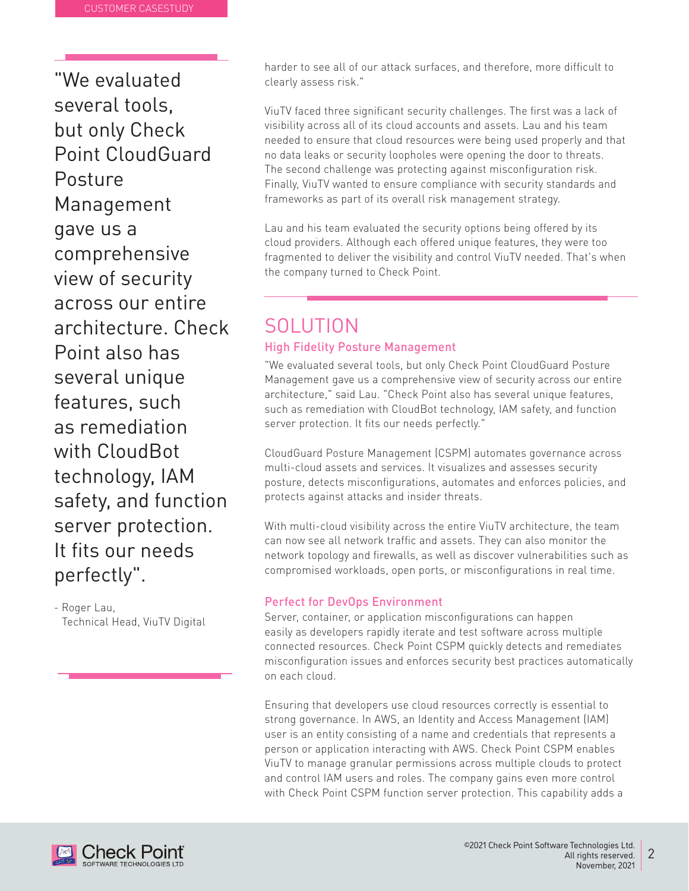"We evaluated several tools, but only Check Point CloudGuard Posture Management gave us a comprehensive view of security across our entire architecture. Check Point also has several unique features, such as remediation with CloudBot technology, IAM safety, and function server protection. It fits our needs perfectly".

- Roger Lau,
  Technical Head, ViuTV Digital

harder to see all of our attack surfaces, and therefore, more difficult to clearly assess risk."

ViuTV faced three significant security challenges. The first was a lack of visibility across all of its cloud accounts and assets. Lau and his team needed to ensure that cloud resources were being used properly and that no data leaks or security loopholes were opening the door to threats. The second challenge was protecting against misconfiguration risk. Finally, ViuTV wanted to ensure compliance with security standards and frameworks as part of its overall risk management strategy.

Lau and his team evaluated the security options being offered by its cloud providers. Although each offered unique features, they were too fragmented to deliver the visibility and control ViuTV needed. That's when the company turned to Check Point.

## SOLUTION

### High Fidelity Posture Management

"We evaluated several tools, but only Check Point CloudGuard Posture Management gave us a comprehensive view of security across our entire architecture," said Lau. "Check Point also has several unique features, such as remediation with CloudBot technology, IAM safety, and function server protection. It fits our needs perfectly."

CloudGuard Posture Management (CSPM) automates governance across multi-cloud assets and services. It visualizes and assesses security posture, detects misconfigurations, automates and enforces policies, and protects against attacks and insider threats.

With multi-cloud visibility across the entire ViuTV architecture, the team can now see all network traffic and assets. They can also monitor the network topology and firewalls, as well as discover vulnerabilities such as compromised workloads, open ports, or misconfigurations in real time.

### Perfect for DevOps Environment

Server, container, or application misconfigurations can happen easily as developers rapidly iterate and test software across multiple connected resources. Check Point CSPM quickly detects and remediates misconfiguration issues and enforces security best practices automatically on each cloud.

Ensuring that developers use cloud resources correctly is essential to strong governance. In AWS, an Identity and Access Management (IAM) user is an entity consisting of a name and credentials that represents a person or application interacting with AWS. Check Point CSPM enables ViuTV to manage granular permissions across multiple clouds to protect and control IAM users and roles. The company gains even more control with Check Point CSPM function server protection. This capability adds a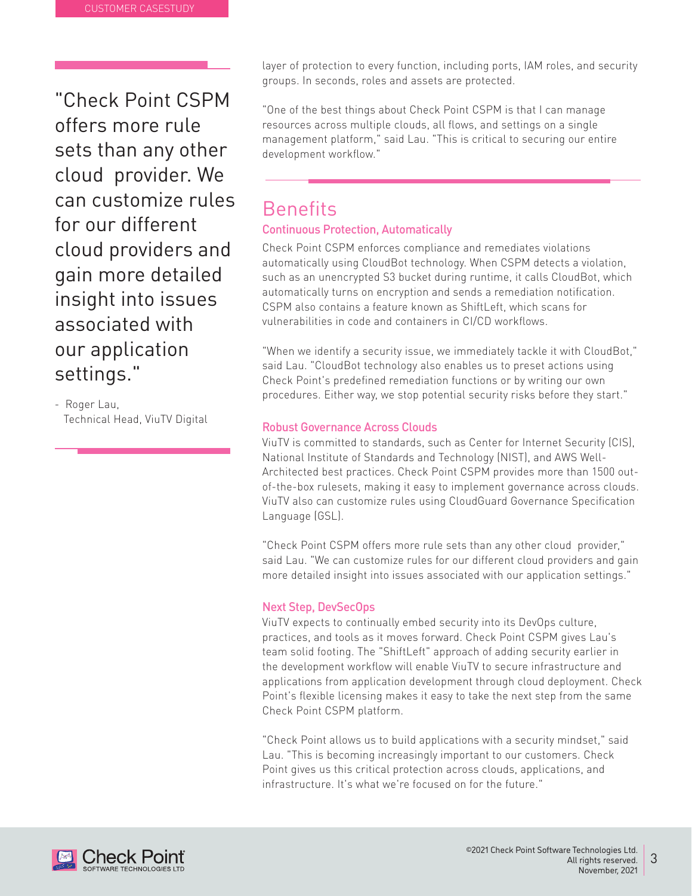"Check Point CSPM offers more rule sets than any other cloud provider. We can customize rules for our different cloud providers and gain more detailed insight into issues associated with our application settings."

- Roger Lau,
  Technical Head, ViuTV Digital

layer of protection to every function, including ports, IAM roles, and security groups. In seconds, roles and assets are protected.

"One of the best things about Check Point CSPM is that I can manage resources across multiple clouds, all flows, and settings on a single management platform," said Lau. "This is critical to securing our entire development workflow."

## Benefits

### Continuous Protection, Automatically

Check Point CSPM enforces compliance and remediates violations automatically using CloudBot technology. When CSPM detects a violation, such as an unencrypted S3 bucket during runtime, it calls CloudBot, which automatically turns on encryption and sends a remediation notification. CSPM also contains a feature known as ShiftLeft, which scans for vulnerabilities in code and containers in CI/CD workflows.

"When we identify a security issue, we immediately tackle it with CloudBot," said Lau. "CloudBot technology also enables us to preset actions using Check Point's predefined remediation functions or by writing our own procedures. Either way, we stop potential security risks before they start."

### Robust Governance Across Clouds

ViuTV is committed to standards, such as Center for Internet Security (CIS), National Institute of Standards and Technology (NIST), and AWS Well-Architected best practices. Check Point CSPM provides more than 1500 out-of-the-box rulesets, making it easy to implement governance across clouds. ViuTV also can customize rules using CloudGuard Governance Specification Language (GSL).

"Check Point CSPM offers more rule sets than any other cloud provider," said Lau. "We can customize rules for our different cloud providers and gain more detailed insight into issues associated with our application settings."

### Next Step, DevSecOps

ViuTV expects to continually embed security into its DevOps culture, practices, and tools as it moves forward. Check Point CSPM gives Lau's team solid footing. The "ShiftLeft" approach of adding security earlier in the development workflow will enable ViuTV to secure infrastructure and applications from application development through cloud deployment. Check Point's flexible licensing makes it easy to take the next step from the same Check Point CSPM platform.

"Check Point allows us to build applications with a security mindset," said Lau. "This is becoming increasingly important to our customers. Check Point gives us this critical protection across clouds, applications, and infrastructure. It's what we're focused on for the future."